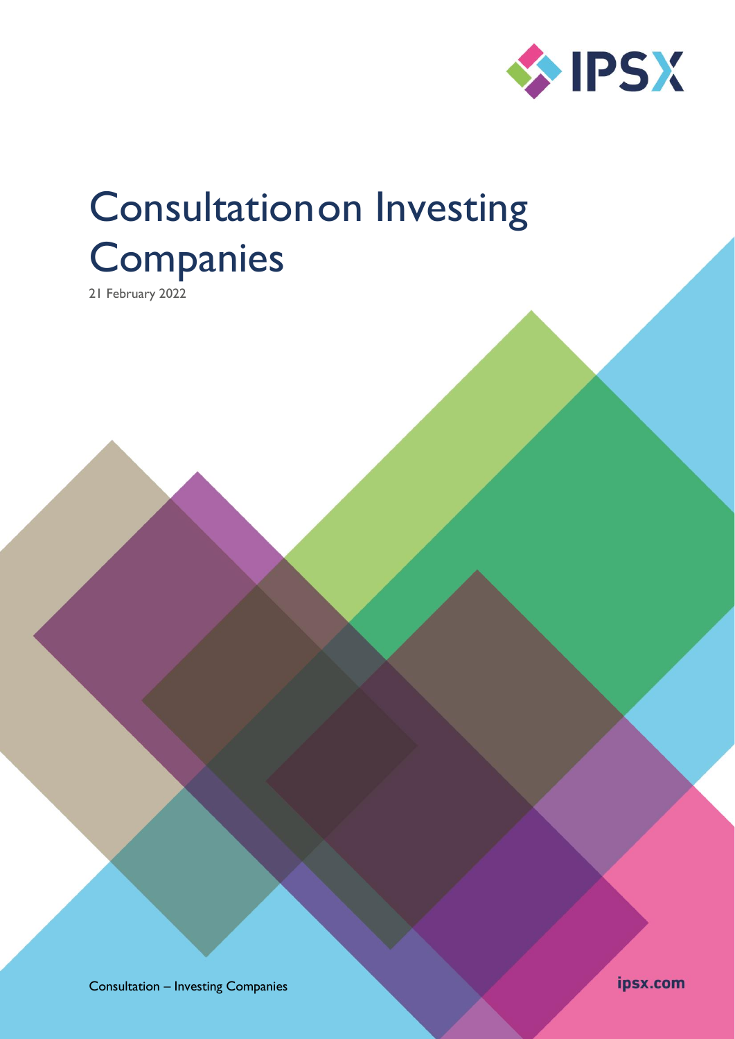# Consultation on Investing Companies

21 February 2022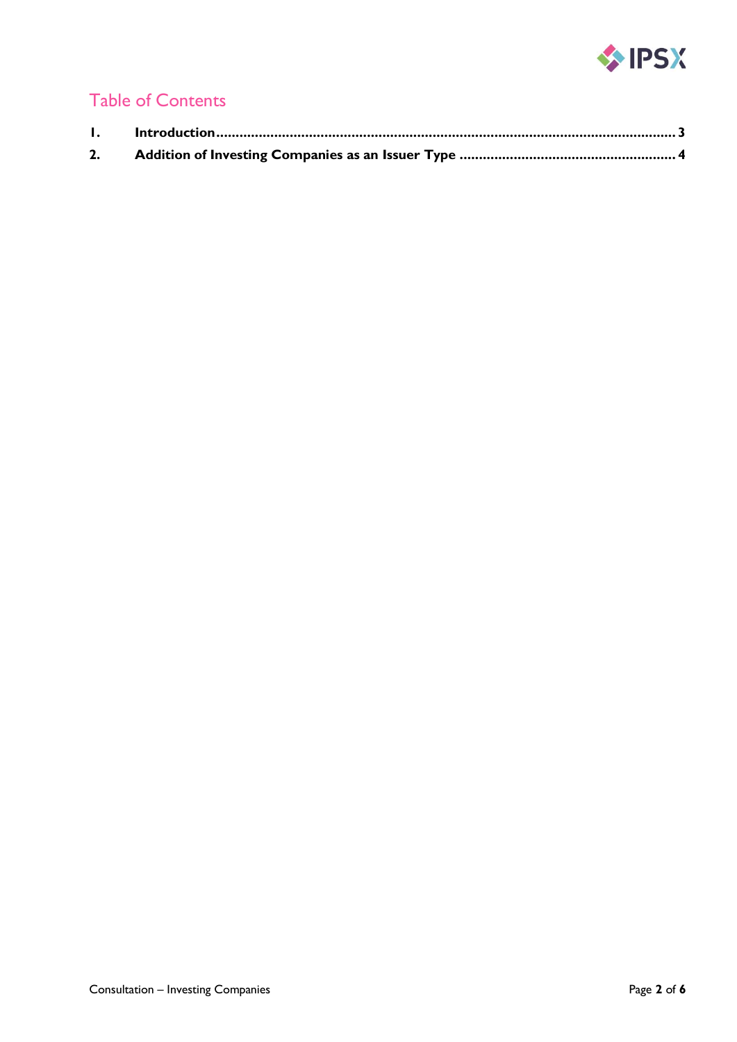## Table of Contents

| | | |
|---|---|---|
| **1.** | **Introduction** | **3** |
| **2.** | **Addition of Investing Companies as an Issuer Type** | **4** |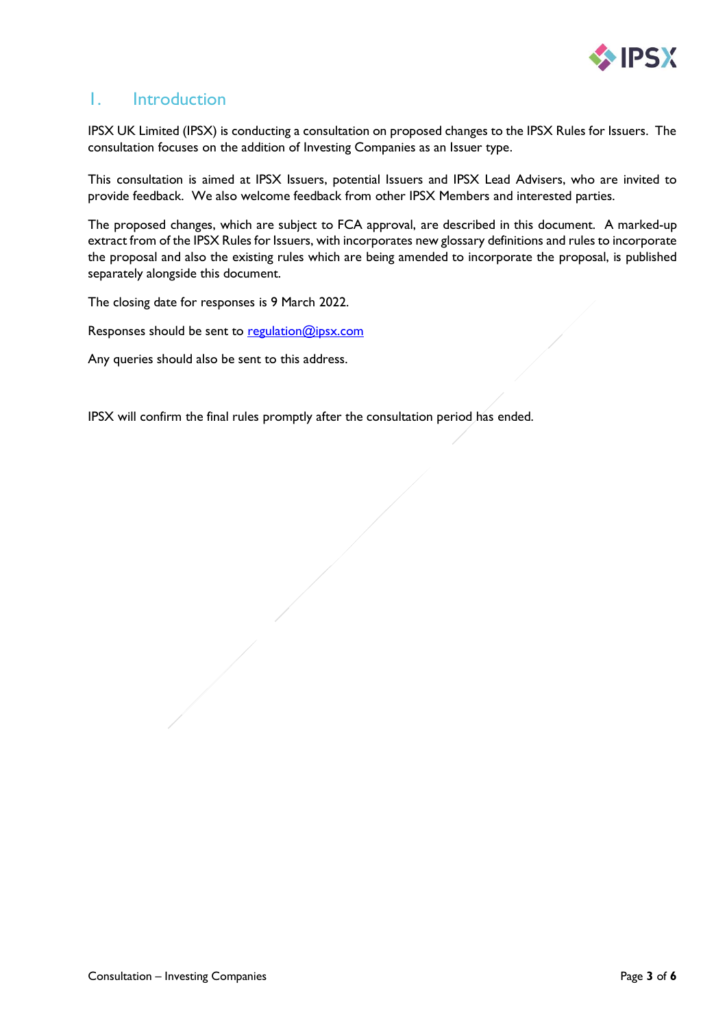# 1. Introduction

IPSX UK Limited (IPSX) is conducting a consultation on proposed changes to the IPSX Rules for Issuers. The consultation focuses on the addition of Investing Companies as an Issuer type.

This consultation is aimed at IPSX Issuers, potential Issuers and IPSX Lead Advisers, who are invited to provide feedback. We also welcome feedback from other IPSX Members and interested parties.

The proposed changes, which are subject to FCA approval, are described in this document. A marked-up extract from of the IPSX Rules for Issuers, with incorporates new glossary definitions and rules to incorporate the proposal and also the existing rules which are being amended to incorporate the proposal, is published separately alongside this document.

The closing date for responses is 9 March 2022.

Responses should be sent to regulation@ipsx.com

Any queries should also be sent to this address.

IPSX will confirm the final rules promptly after the consultation period has ended.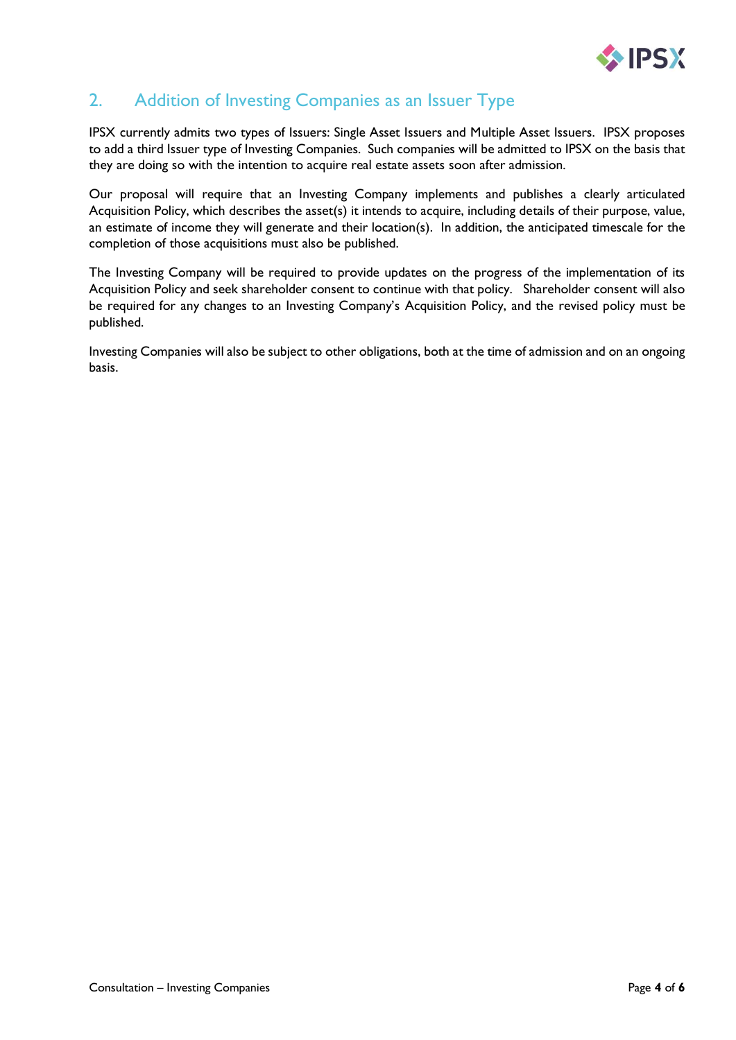## 2. Addition of Investing Companies as an Issuer Type

IPSX currently admits two types of Issuers: Single Asset Issuers and Multiple Asset Issuers. IPSX proposes to add a third Issuer type of Investing Companies. Such companies will be admitted to IPSX on the basis that they are doing so with the intention to acquire real estate assets soon after admission.

Our proposal will require that an Investing Company implements and publishes a clearly articulated Acquisition Policy, which describes the asset(s) it intends to acquire, including details of their purpose, value, an estimate of income they will generate and their location(s). In addition, the anticipated timescale for the completion of those acquisitions must also be published.

The Investing Company will be required to provide updates on the progress of the implementation of its Acquisition Policy and seek shareholder consent to continue with that policy. Shareholder consent will also be required for any changes to an Investing Company's Acquisition Policy, and the revised policy must be published.

Investing Companies will also be subject to other obligations, both at the time of admission and on an ongoing basis.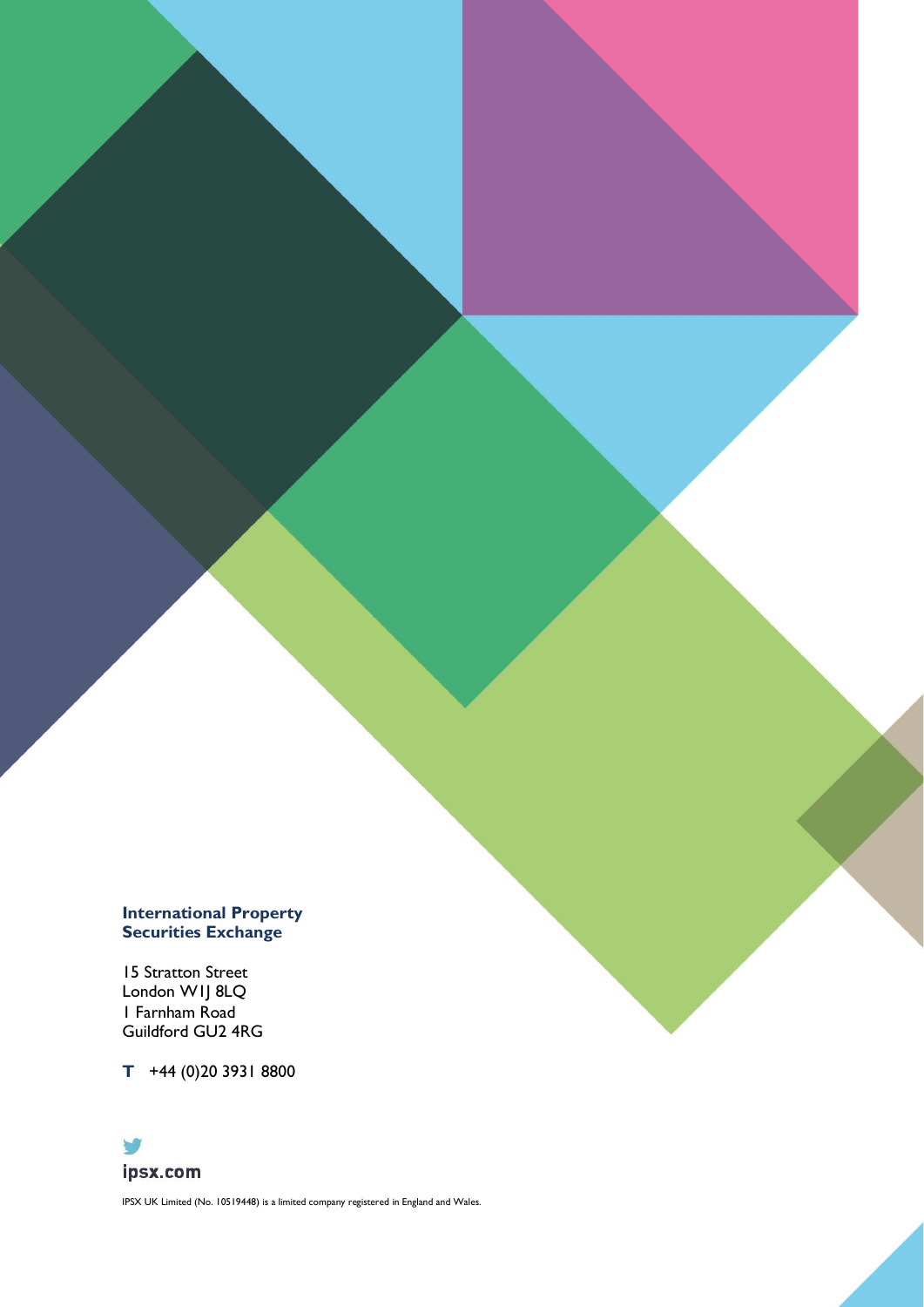**International Property Securities Exchange**

15 Stratton Street
London W1J 8LQ
1 Farnham Road
Guildford GU2 4RG

**T** +44 (0)20 3931 8800

ipsx.com

IPSX UK Limited (No. 10519448) is a limited company registered in England and Wales.